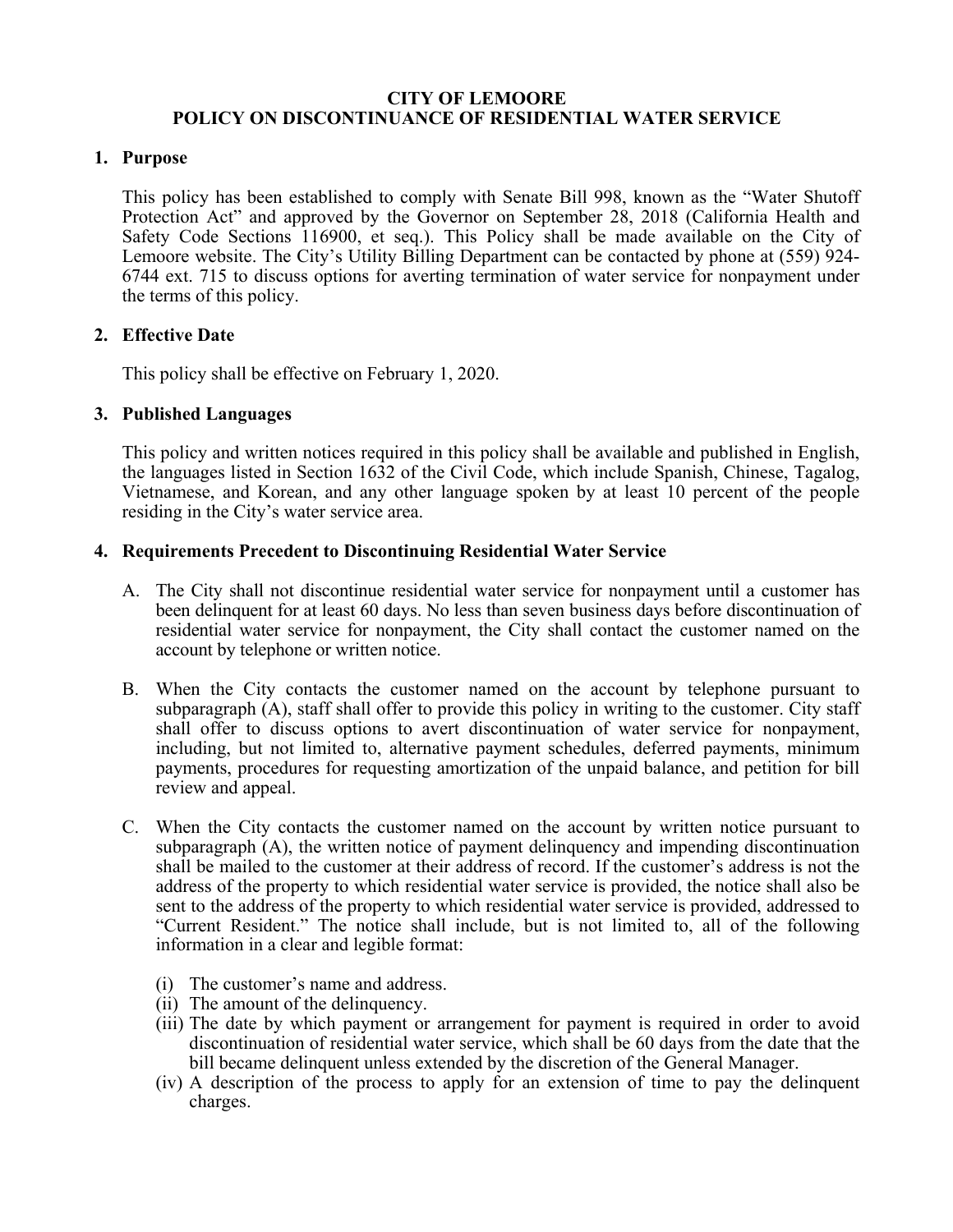# CITY OF LEMOORE
# POLICY ON DISCONTINUANCE OF RESIDENTIAL WATER SERVICE

## 1. Purpose

This policy has been established to comply with Senate Bill 998, known as the "Water Shutoff Protection Act" and approved by the Governor on September 28, 2018 (California Health and Safety Code Sections 116900, et seq.). This Policy shall be made available on the City of Lemoore website. The City's Utility Billing Department can be contacted by phone at (559) 924-6744 ext. 715 to discuss options for averting termination of water service for nonpayment under the terms of this policy.

## 2. Effective Date

This policy shall be effective on February 1, 2020.

## 3. Published Languages

This policy and written notices required in this policy shall be available and published in English, the languages listed in Section 1632 of the Civil Code, which include Spanish, Chinese, Tagalog, Vietnamese, and Korean, and any other language spoken by at least 10 percent of the people residing in the City's water service area.

## 4. Requirements Precedent to Discontinuing Residential Water Service

A. The City shall not discontinue residential water service for nonpayment until a customer has been delinquent for at least 60 days. No less than seven business days before discontinuation of residential water service for nonpayment, the City shall contact the customer named on the account by telephone or written notice.

B. When the City contacts the customer named on the account by telephone pursuant to subparagraph (A), staff shall offer to provide this policy in writing to the customer. City staff shall offer to discuss options to avert discontinuation of water service for nonpayment, including, but not limited to, alternative payment schedules, deferred payments, minimum payments, procedures for requesting amortization of the unpaid balance, and petition for bill review and appeal.

C. When the City contacts the customer named on the account by written notice pursuant to subparagraph (A), the written notice of payment delinquency and impending discontinuation shall be mailed to the customer at their address of record. If the customer's address is not the address of the property to which residential water service is provided, the notice shall also be sent to the address of the property to which residential water service is provided, addressed to "Current Resident." The notice shall include, but is not limited to, all of the following information in a clear and legible format:

   (i) The customer's name and address.
   (ii) The amount of the delinquency.
   (iii) The date by which payment or arrangement for payment is required in order to avoid discontinuation of residential water service, which shall be 60 days from the date that the bill became delinquent unless extended by the discretion of the General Manager.
   (iv) A description of the process to apply for an extension of time to pay the delinquent charges.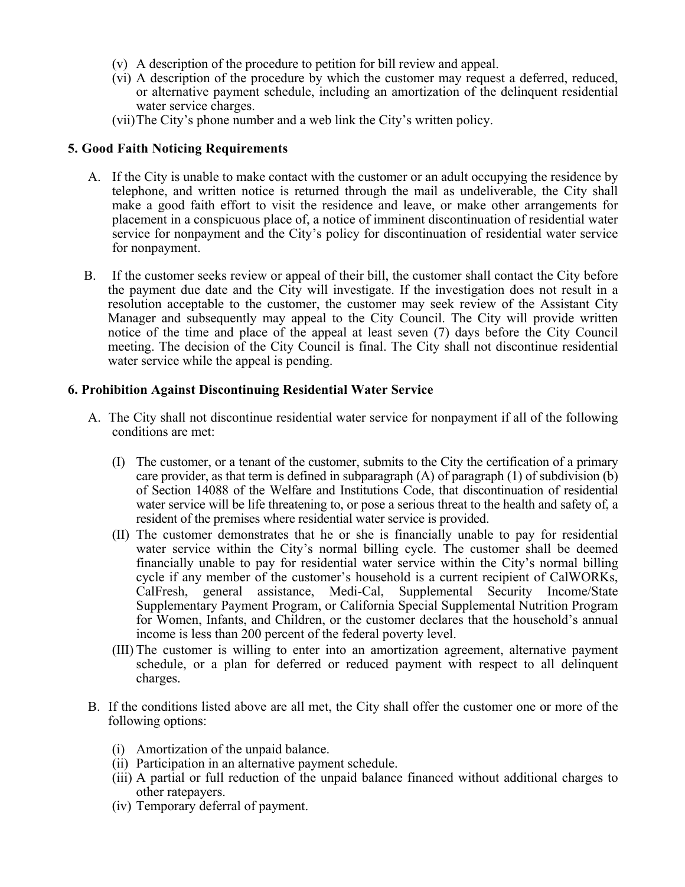(v) A description of the procedure to petition for bill review and appeal.
(vi) A description of the procedure by which the customer may request a deferred, reduced, or alternative payment schedule, including an amortization of the delinquent residential water service charges.
(vii) The City's phone number and a web link the City's written policy.

### 5. Good Faith Noticing Requirements

A. If the City is unable to make contact with the customer or an adult occupying the residence by telephone, and written notice is returned through the mail as undeliverable, the City shall make a good faith effort to visit the residence and leave, or make other arrangements for placement in a conspicuous place of, a notice of imminent discontinuation of residential water service for nonpayment and the City's policy for discontinuation of residential water service for nonpayment.

B. If the customer seeks review or appeal of their bill, the customer shall contact the City before the payment due date and the City will investigate. If the investigation does not result in a resolution acceptable to the customer, the customer may seek review of the Assistant City Manager and subsequently may appeal to the City Council. The City will provide written notice of the time and place of the appeal at least seven (7) days before the City Council meeting. The decision of the City Council is final. The City shall not discontinue residential water service while the appeal is pending.

### 6. Prohibition Against Discontinuing Residential Water Service

A. The City shall not discontinue residential water service for nonpayment if all of the following conditions are met:

(I) The customer, or a tenant of the customer, submits to the City the certification of a primary care provider, as that term is defined in subparagraph (A) of paragraph (1) of subdivision (b) of Section 14088 of the Welfare and Institutions Code, that discontinuation of residential water service will be life threatening to, or pose a serious threat to the health and safety of, a resident of the premises where residential water service is provided.

(II) The customer demonstrates that he or she is financially unable to pay for residential water service within the City's normal billing cycle. The customer shall be deemed financially unable to pay for residential water service within the City's normal billing cycle if any member of the customer's household is a current recipient of CalWORKs, CalFresh, general assistance, Medi-Cal, Supplemental Security Income/State Supplementary Payment Program, or California Special Supplemental Nutrition Program for Women, Infants, and Children, or the customer declares that the household's annual income is less than 200 percent of the federal poverty level.

(III) The customer is willing to enter into an amortization agreement, alternative payment schedule, or a plan for deferred or reduced payment with respect to all delinquent charges.

B. If the conditions listed above are all met, the City shall offer the customer one or more of the following options:

(i) Amortization of the unpaid balance.
(ii) Participation in an alternative payment schedule.
(iii) A partial or full reduction of the unpaid balance financed without additional charges to other ratepayers.
(iv) Temporary deferral of payment.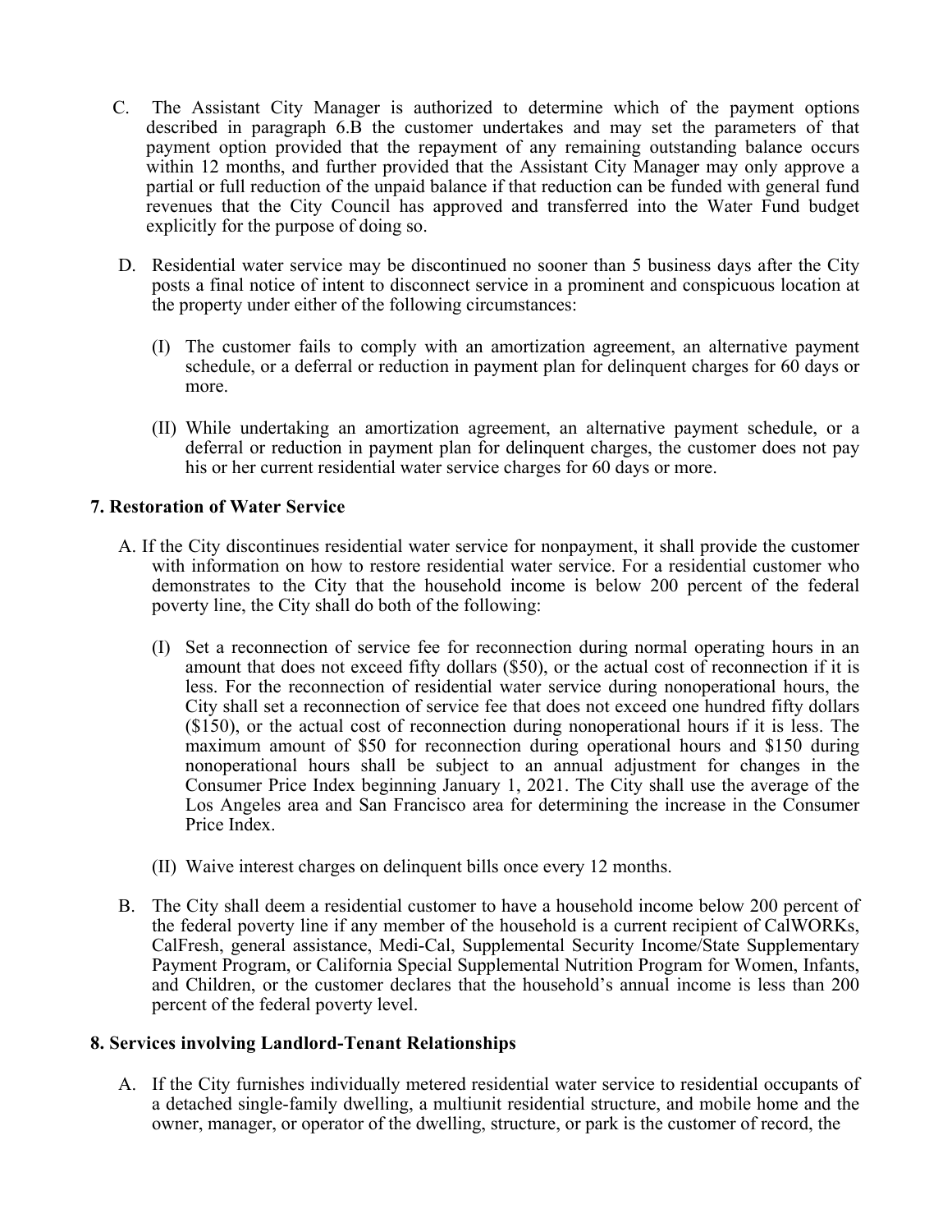C. The Assistant City Manager is authorized to determine which of the payment options described in paragraph 6.B the customer undertakes and may set the parameters of that payment option provided that the repayment of any remaining outstanding balance occurs within 12 months, and further provided that the Assistant City Manager may only approve a partial or full reduction of the unpaid balance if that reduction can be funded with general fund revenues that the City Council has approved and transferred into the Water Fund budget explicitly for the purpose of doing so.

D. Residential water service may be discontinued no sooner than 5 business days after the City posts a final notice of intent to disconnect service in a prominent and conspicuous location at the property under either of the following circumstances:

   (I) The customer fails to comply with an amortization agreement, an alternative payment schedule, or a deferral or reduction in payment plan for delinquent charges for 60 days or more.

   (II) While undertaking an amortization agreement, an alternative payment schedule, or a deferral or reduction in payment plan for delinquent charges, the customer does not pay his or her current residential water service charges for 60 days or more.

**7. Restoration of Water Service**

A. If the City discontinues residential water service for nonpayment, it shall provide the customer with information on how to restore residential water service. For a residential customer who demonstrates to the City that the household income is below 200 percent of the federal poverty line, the City shall do both of the following:

   (I) Set a reconnection of service fee for reconnection during normal operating hours in an amount that does not exceed fifty dollars ($50), or the actual cost of reconnection if it is less. For the reconnection of residential water service during nonoperational hours, the City shall set a reconnection of service fee that does not exceed one hundred fifty dollars ($150), or the actual cost of reconnection during nonoperational hours if it is less. The maximum amount of $50 for reconnection during operational hours and $150 during nonoperational hours shall be subject to an annual adjustment for changes in the Consumer Price Index beginning January 1, 2021. The City shall use the average of the Los Angeles area and San Francisco area for determining the increase in the Consumer Price Index.

   (II) Waive interest charges on delinquent bills once every 12 months.

B. The City shall deem a residential customer to have a household income below 200 percent of the federal poverty line if any member of the household is a current recipient of CalWORKs, CalFresh, general assistance, Medi-Cal, Supplemental Security Income/State Supplementary Payment Program, or California Special Supplemental Nutrition Program for Women, Infants, and Children, or the customer declares that the household's annual income is less than 200 percent of the federal poverty level.

**8. Services involving Landlord-Tenant Relationships**

A. If the City furnishes individually metered residential water service to residential occupants of a detached single-family dwelling, a multiunit residential structure, and mobile home and the owner, manager, or operator of the dwelling, structure, or park is the customer of record, the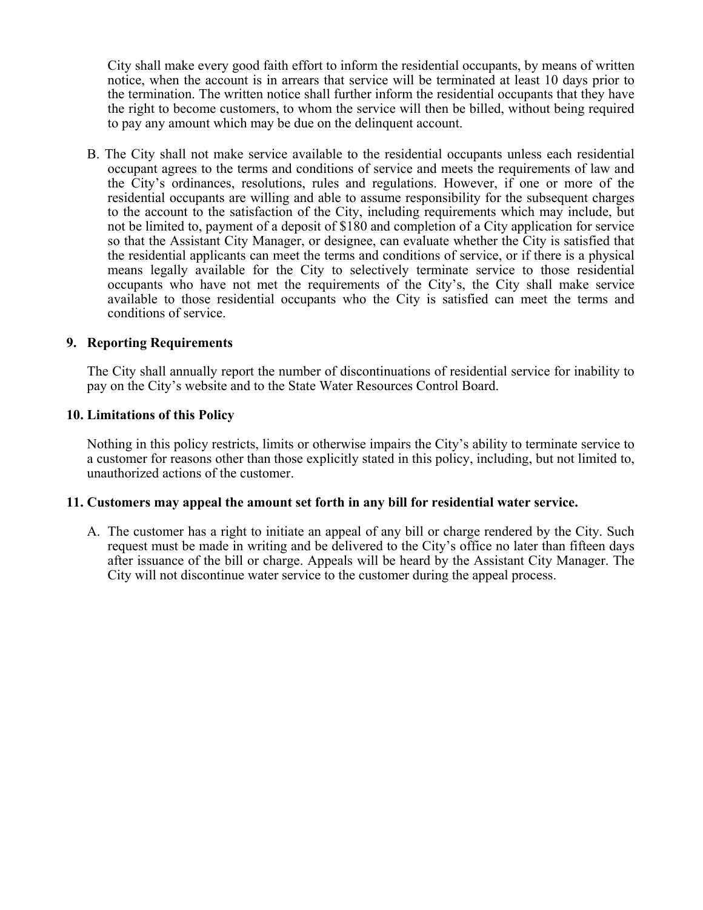City shall make every good faith effort to inform the residential occupants, by means of written notice, when the account is in arrears that service will be terminated at least 10 days prior to the termination. The written notice shall further inform the residential occupants that they have the right to become customers, to whom the service will then be billed, without being required to pay any amount which may be due on the delinquent account.

B. The City shall not make service available to the residential occupants unless each residential occupant agrees to the terms and conditions of service and meets the requirements of law and the City's ordinances, resolutions, rules and regulations. However, if one or more of the residential occupants are willing and able to assume responsibility for the subsequent charges to the account to the satisfaction of the City, including requirements which may include, but not be limited to, payment of a deposit of $180 and completion of a City application for service so that the Assistant City Manager, or designee, can evaluate whether the City is satisfied that the residential applicants can meet the terms and conditions of service, or if there is a physical means legally available for the City to selectively terminate service to those residential occupants who have not met the requirements of the City's, the City shall make service available to those residential occupants who the City is satisfied can meet the terms and conditions of service.

### 9. Reporting Requirements

The City shall annually report the number of discontinuations of residential service for inability to pay on the City's website and to the State Water Resources Control Board.

### 10. Limitations of this Policy

Nothing in this policy restricts, limits or otherwise impairs the City's ability to terminate service to a customer for reasons other than those explicitly stated in this policy, including, but not limited to, unauthorized actions of the customer.

### 11. Customers may appeal the amount set forth in any bill for residential water service.

A. The customer has a right to initiate an appeal of any bill or charge rendered by the City. Such request must be made in writing and be delivered to the City's office no later than fifteen days after issuance of the bill or charge. Appeals will be heard by the Assistant City Manager. The City will not discontinue water service to the customer during the appeal process.